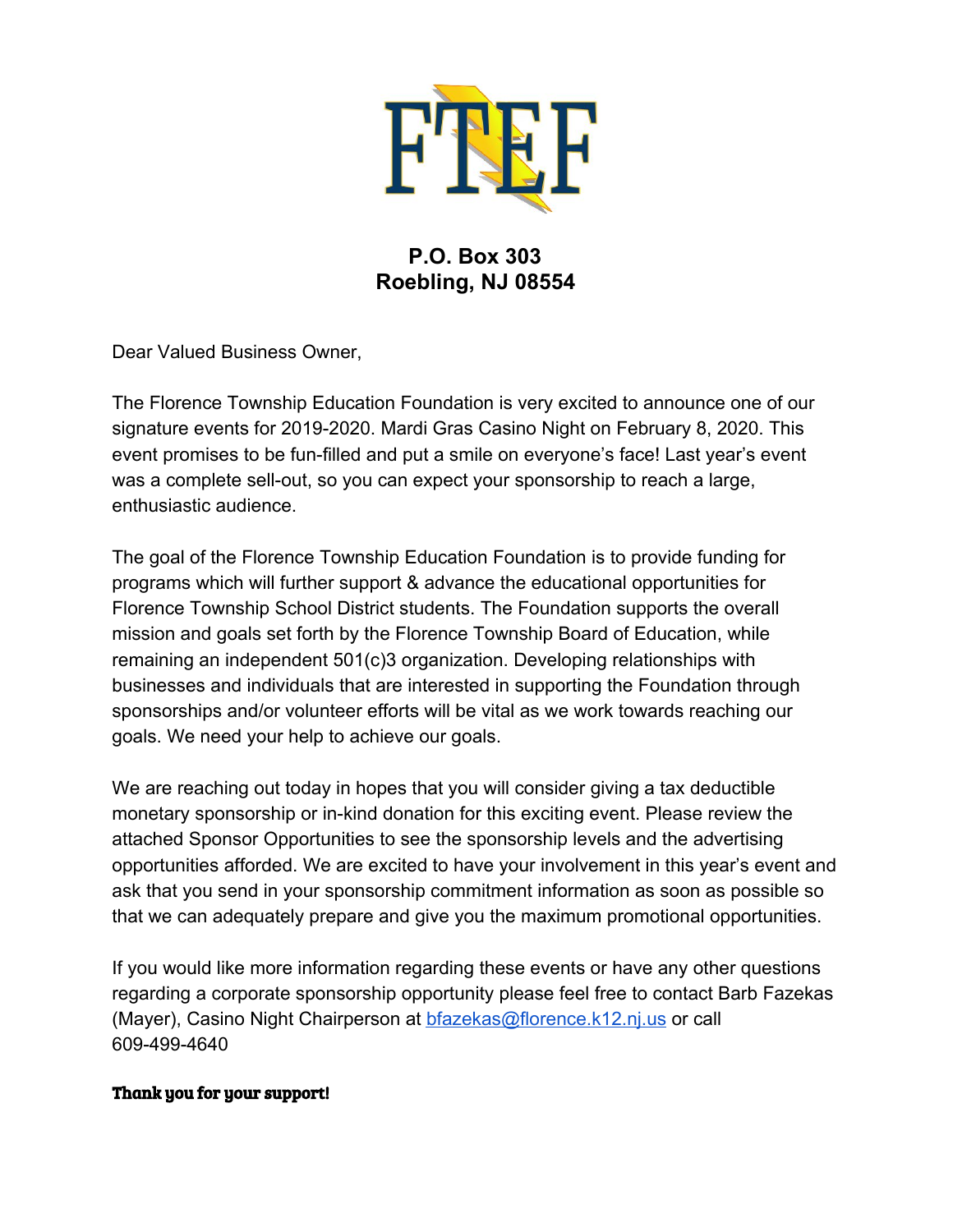# FTEF

**P.O. Box 303**
**Roebling, NJ 08554**

Dear Valued Business Owner,

The Florence Township Education Foundation is very excited to announce one of our signature events for 2019-2020. Mardi Gras Casino Night on February 8, 2020. This event promises to be fun-filled and put a smile on everyone's face! Last year's event was a complete sell-out, so you can expect your sponsorship to reach a large, enthusiastic audience.

The goal of the Florence Township Education Foundation is to provide funding for programs which will further support & advance the educational opportunities for Florence Township School District students. The Foundation supports the overall mission and goals set forth by the Florence Township Board of Education, while remaining an independent 501(c)3 organization. Developing relationships with businesses and individuals that are interested in supporting the Foundation through sponsorships and/or volunteer efforts will be vital as we work towards reaching our goals. We need your help to achieve our goals.

We are reaching out today in hopes that you will consider giving a tax deductible monetary sponsorship or in-kind donation for this exciting event. Please review the attached Sponsor Opportunities to see the sponsorship levels and the advertising opportunities afforded. We are excited to have your involvement in this year's event and ask that you send in your sponsorship commitment information as soon as possible so that we can adequately prepare and give you the maximum promotional opportunities.

If you would like more information regarding these events or have any other questions regarding a corporate sponsorship opportunity please feel free to contact Barb Fazekas (Mayer), Casino Night Chairperson at bfazekas@florence.k12.nj.us or call 609-499-4640

**Thank you for your support!**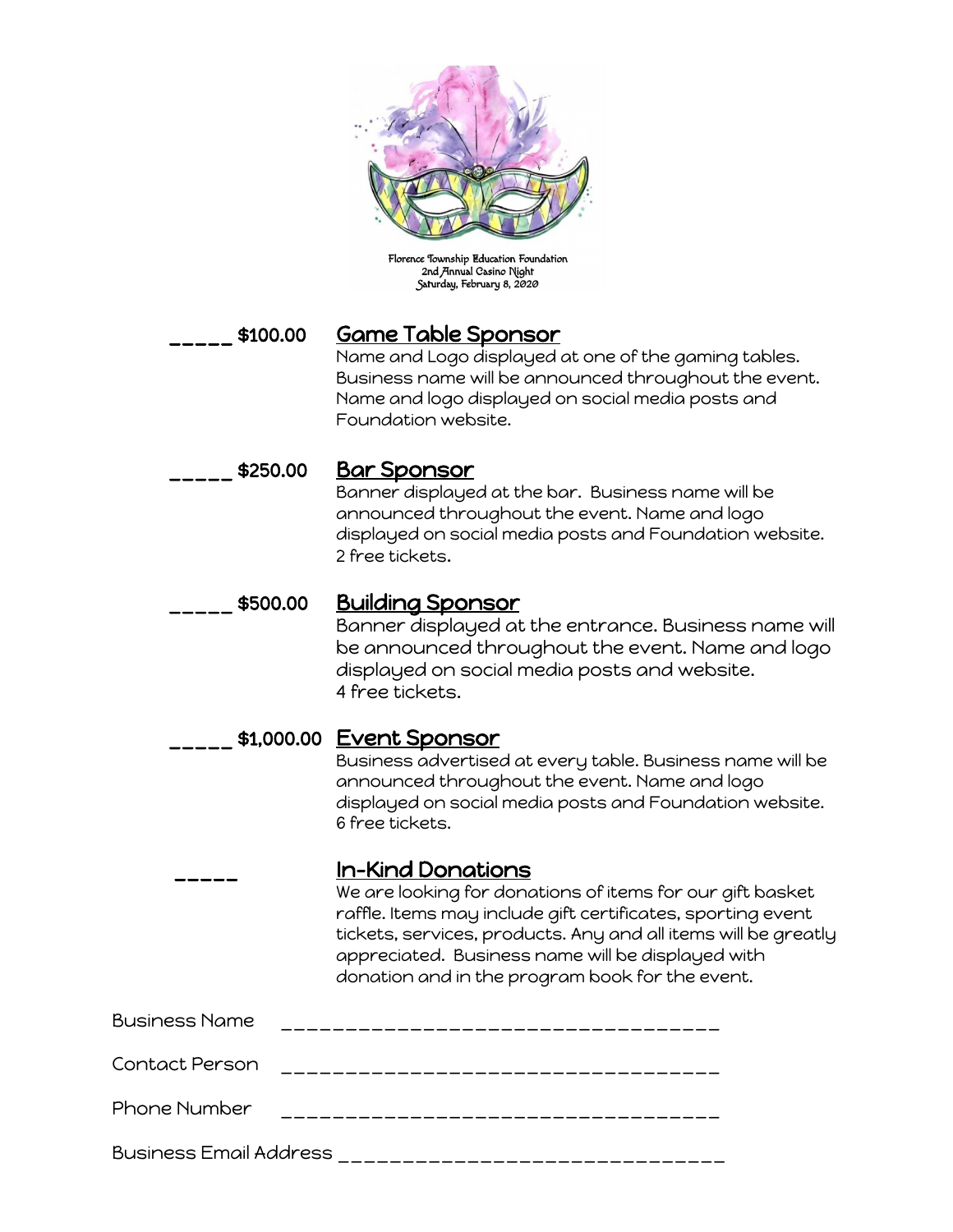Florence Township Education Foundation
2nd Annual Casino Night
Saturday, February 8, 2020

_____ $100.00 **Game Table Sponsor**

Name and Logo displayed at one of the gaming tables. Business name will be announced throughout the event. Name and logo displayed on social media posts and Foundation website.

_____ $250.00 **Bar Sponsor**

Banner displayed at the bar. Business name will be announced throughout the event. Name and logo displayed on social media posts and Foundation website. 2 free tickets.

_____ $500.00 **Building Sponsor**

Banner displayed at the entrance. Business name will be announced throughout the event. Name and logo displayed on social media posts and website.
4 free tickets.

_____ $1,000.00 **Event Sponsor**

Business advertised at every table. Business name will be announced throughout the event. Name and logo displayed on social media posts and Foundation website. 6 free tickets.

_____ **In-Kind Donations**

We are looking for donations of items for our gift basket raffle. Items may include gift certificates, sporting event tickets, services, products. Any and all items will be greatly appreciated. Business name will be displayed with donation and in the program book for the event.

Business Name ___________________________________

Contact Person ___________________________________

Phone Number ___________________________________

Business Email Address ______________________________